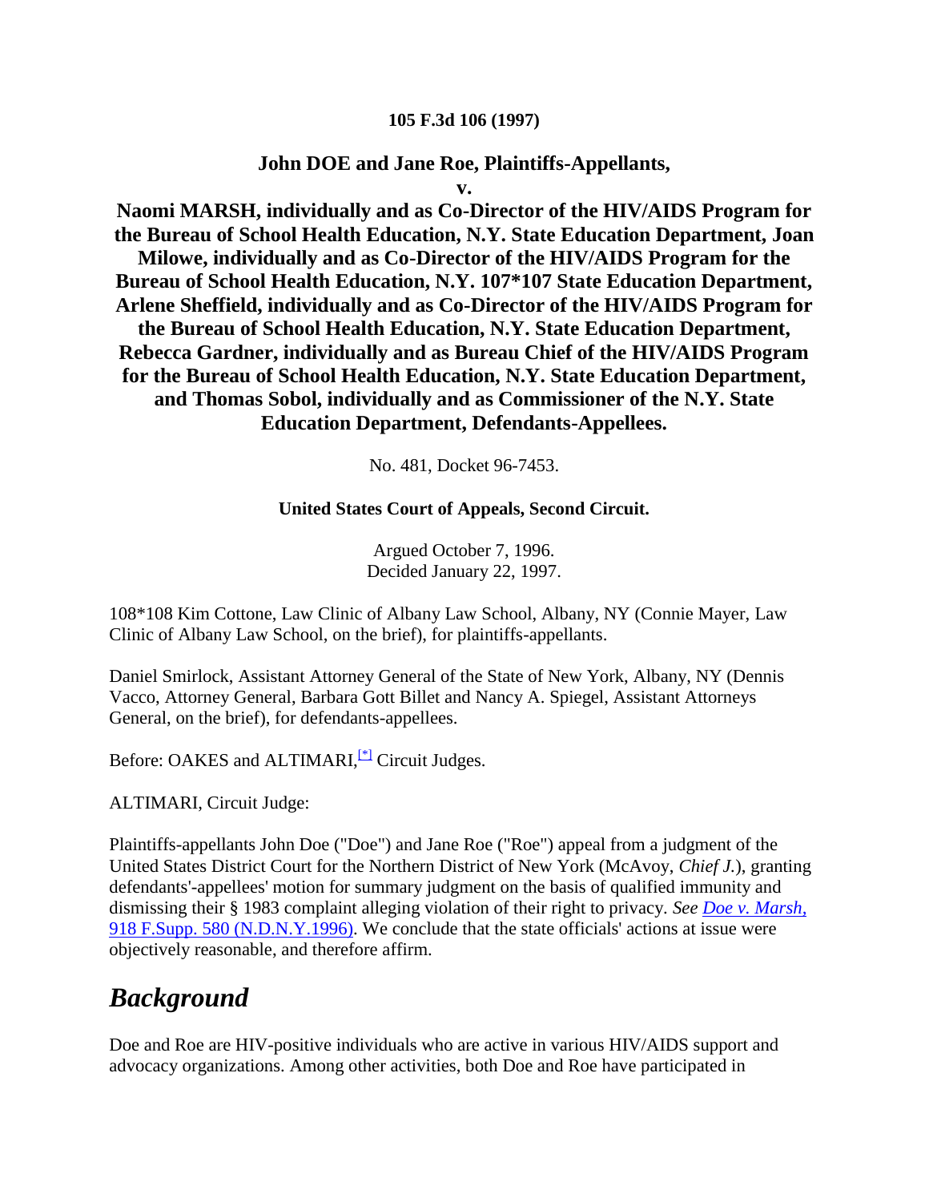**105 F.3d 106 (1997)**

**John DOE and Jane Roe, Plaintiffs-Appellants,**

**v.**

**Naomi MARSH, individually and as Co-Director of the HIV/AIDS Program for the Bureau of School Health Education, N.Y. State Education Department, Joan Milowe, individually and as Co-Director of the HIV/AIDS Program for the Bureau of School Health Education, N.Y. 107*107 State Education Department, Arlene Sheffield, individually and as Co-Director of the HIV/AIDS Program for the Bureau of School Health Education, N.Y. State Education Department, Rebecca Gardner, individually and as Bureau Chief of the HIV/AIDS Program for the Bureau of School Health Education, N.Y. State Education Department, and Thomas Sobol, individually and as Commissioner of the N.Y. State Education Department, Defendants-Appellees.**

No. 481, Docket 96-7453.

**United States Court of Appeals, Second Circuit.**

Argued October 7, 1996.
Decided January 22, 1997.

108*108 Kim Cottone, Law Clinic of Albany Law School, Albany, NY (Connie Mayer, Law Clinic of Albany Law School, on the brief), for plaintiffs-appellants.

Daniel Smirlock, Assistant Attorney General of the State of New York, Albany, NY (Dennis Vacco, Attorney General, Barbara Gott Billet and Nancy A. Spiegel, Assistant Attorneys General, on the brief), for defendants-appellees.

Before: OAKES and ALTIMARI,[*] Circuit Judges.

ALTIMARI, Circuit Judge:

Plaintiffs-appellants John Doe ("Doe") and Jane Roe ("Roe") appeal from a judgment of the United States District Court for the Northern District of New York (McAvoy, *Chief J.*), granting defendants'-appellees' motion for summary judgment on the basis of qualified immunity and dismissing their § 1983 complaint alleging violation of their right to privacy. *See Doe v. Marsh,* 918 F.Supp. 580 (N.D.N.Y.1996). We conclude that the state officials' actions at issue were objectively reasonable, and therefore affirm.

## *Background*

Doe and Roe are HIV-positive individuals who are active in various HIV/AIDS support and advocacy organizations. Among other activities, both Doe and Roe have participated in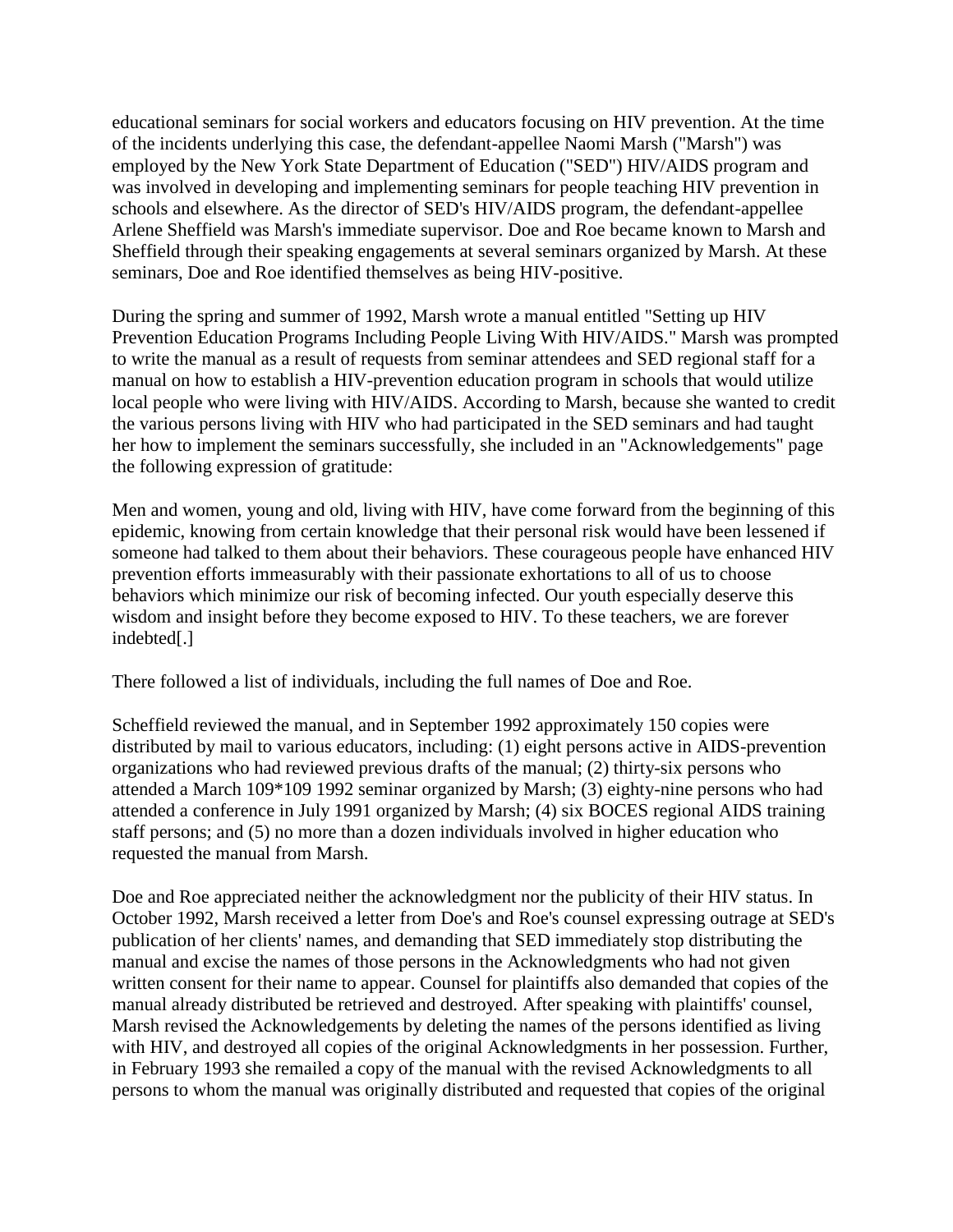educational seminars for social workers and educators focusing on HIV prevention. At the time of the incidents underlying this case, the defendant-appellee Naomi Marsh ("Marsh") was employed by the New York State Department of Education ("SED") HIV/AIDS program and was involved in developing and implementing seminars for people teaching HIV prevention in schools and elsewhere. As the director of SED's HIV/AIDS program, the defendant-appellee Arlene Sheffield was Marsh's immediate supervisor. Doe and Roe became known to Marsh and Sheffield through their speaking engagements at several seminars organized by Marsh. At these seminars, Doe and Roe identified themselves as being HIV-positive.

During the spring and summer of 1992, Marsh wrote a manual entitled "Setting up HIV Prevention Education Programs Including People Living With HIV/AIDS." Marsh was prompted to write the manual as a result of requests from seminar attendees and SED regional staff for a manual on how to establish a HIV-prevention education program in schools that would utilize local people who were living with HIV/AIDS. According to Marsh, because she wanted to credit the various persons living with HIV who had participated in the SED seminars and had taught her how to implement the seminars successfully, she included in an "Acknowledgements" page the following expression of gratitude:

Men and women, young and old, living with HIV, have come forward from the beginning of this epidemic, knowing from certain knowledge that their personal risk would have been lessened if someone had talked to them about their behaviors. These courageous people have enhanced HIV prevention efforts immeasurably with their passionate exhortations to all of us to choose behaviors which minimize our risk of becoming infected. Our youth especially deserve this wisdom and insight before they become exposed to HIV. To these teachers, we are forever indebted[.]

There followed a list of individuals, including the full names of Doe and Roe.

Scheffield reviewed the manual, and in September 1992 approximately 150 copies were distributed by mail to various educators, including: (1) eight persons active in AIDS-prevention organizations who had reviewed previous drafts of the manual; (2) thirty-six persons who attended a March 109*109 1992 seminar organized by Marsh; (3) eighty-nine persons who had attended a conference in July 1991 organized by Marsh; (4) six BOCES regional AIDS training staff persons; and (5) no more than a dozen individuals involved in higher education who requested the manual from Marsh.

Doe and Roe appreciated neither the acknowledgment nor the publicity of their HIV status. In October 1992, Marsh received a letter from Doe's and Roe's counsel expressing outrage at SED's publication of her clients' names, and demanding that SED immediately stop distributing the manual and excise the names of those persons in the Acknowledgments who had not given written consent for their name to appear. Counsel for plaintiffs also demanded that copies of the manual already distributed be retrieved and destroyed. After speaking with plaintiffs' counsel, Marsh revised the Acknowledgements by deleting the names of the persons identified as living with HIV, and destroyed all copies of the original Acknowledgments in her possession. Further, in February 1993 she remailed a copy of the manual with the revised Acknowledgments to all persons to whom the manual was originally distributed and requested that copies of the original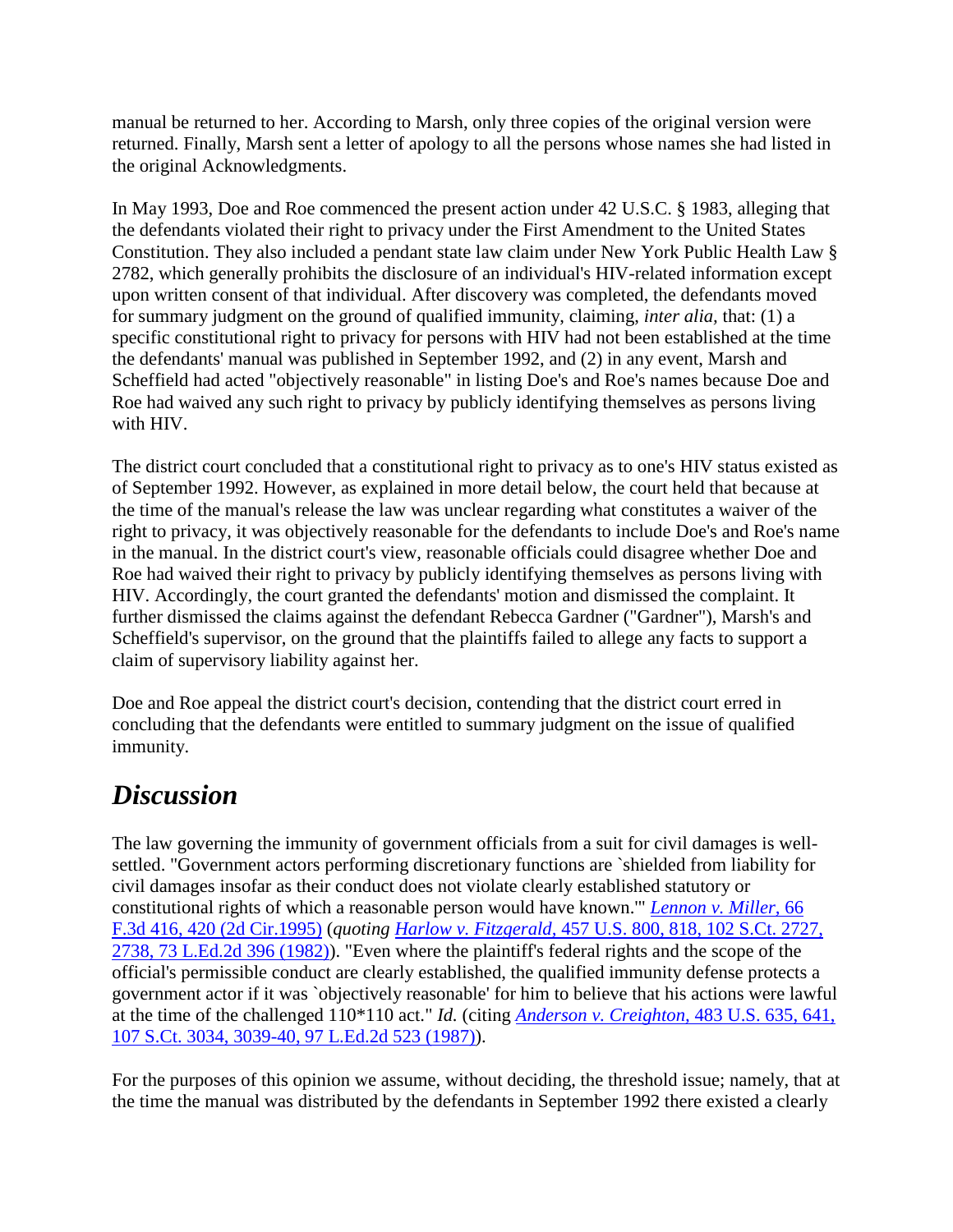manual be returned to her. According to Marsh, only three copies of the original version were returned. Finally, Marsh sent a letter of apology to all the persons whose names she had listed in the original Acknowledgments.

In May 1993, Doe and Roe commenced the present action under 42 U.S.C. § 1983, alleging that the defendants violated their right to privacy under the First Amendment to the United States Constitution. They also included a pendant state law claim under New York Public Health Law § 2782, which generally prohibits the disclosure of an individual's HIV-related information except upon written consent of that individual. After discovery was completed, the defendants moved for summary judgment on the ground of qualified immunity, claiming, *inter alia,* that: (1) a specific constitutional right to privacy for persons with HIV had not been established at the time the defendants' manual was published in September 1992, and (2) in any event, Marsh and Scheffield had acted "objectively reasonable" in listing Doe's and Roe's names because Doe and Roe had waived any such right to privacy by publicly identifying themselves as persons living with HIV.

The district court concluded that a constitutional right to privacy as to one's HIV status existed as of September 1992. However, as explained in more detail below, the court held that because at the time of the manual's release the law was unclear regarding what constitutes a waiver of the right to privacy, it was objectively reasonable for the defendants to include Doe's and Roe's name in the manual. In the district court's view, reasonable officials could disagree whether Doe and Roe had waived their right to privacy by publicly identifying themselves as persons living with HIV. Accordingly, the court granted the defendants' motion and dismissed the complaint. It further dismissed the claims against the defendant Rebecca Gardner ("Gardner"), Marsh's and Scheffield's supervisor, on the ground that the plaintiffs failed to allege any facts to support a claim of supervisory liability against her.

Doe and Roe appeal the district court's decision, contending that the district court erred in concluding that the defendants were entitled to summary judgment on the issue of qualified immunity.

## *Discussion*

The law governing the immunity of government officials from a suit for civil damages is well-settled. "Government actors performing discretionary functions are `shielded from liability for civil damages insofar as their conduct does not violate clearly established statutory or constitutional rights of which a reasonable person would have known.'" *Lennon v. Miller,* 66 F.3d 416, 420 (2d Cir.1995) (*quoting Harlow v. Fitzgerald,* 457 U.S. 800, 818, 102 S.Ct. 2727, 2738, 73 L.Ed.2d 396 (1982)). "Even where the plaintiff's federal rights and the scope of the official's permissible conduct are clearly established, the qualified immunity defense protects a government actor if it was `objectively reasonable' for him to believe that his actions were lawful at the time of the challenged 110*110 act." *Id.* (citing *Anderson v. Creighton,* 483 U.S. 635, 641, 107 S.Ct. 3034, 3039-40, 97 L.Ed.2d 523 (1987)).

For the purposes of this opinion we assume, without deciding, the threshold issue; namely, that at the time the manual was distributed by the defendants in September 1992 there existed a clearly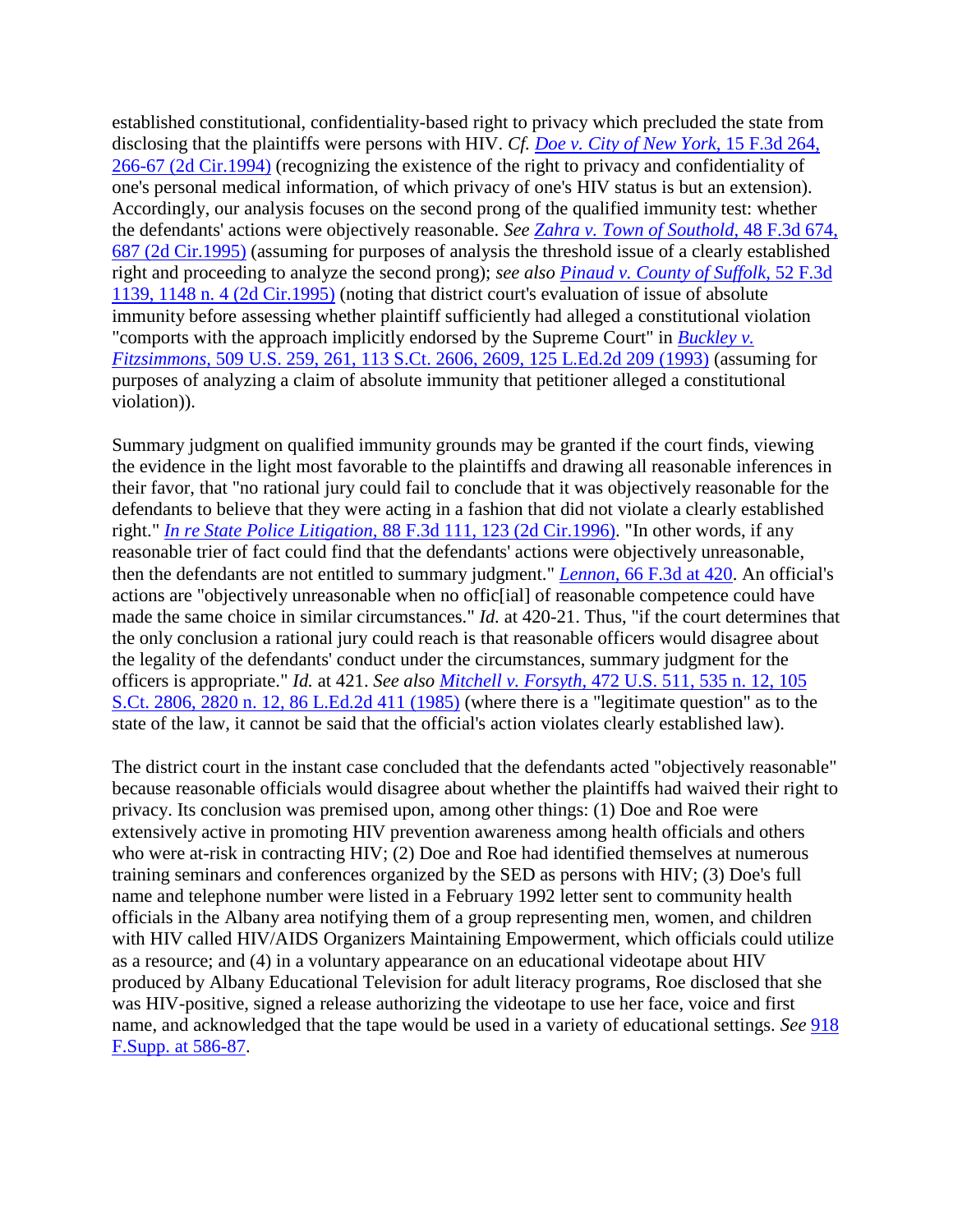established constitutional, confidentiality-based right to privacy which precluded the state from disclosing that the plaintiffs were persons with HIV. *Cf.* *Doe v. City of New York,* 15 F.3d 264, 266-67 (2d Cir.1994) (recognizing the existence of the right to privacy and confidentiality of one's personal medical information, of which privacy of one's HIV status is but an extension). Accordingly, our analysis focuses on the second prong of the qualified immunity test: whether the defendants' actions were objectively reasonable. *See* *Zahra v. Town of Southold,* 48 F.3d 674, 687 (2d Cir.1995) (assuming for purposes of analysis the threshold issue of a clearly established right and proceeding to analyze the second prong); *see also* *Pinaud v. County of Suffolk,* 52 F.3d 1139, 1148 n. 4 (2d Cir.1995) (noting that district court's evaluation of issue of absolute immunity before assessing whether plaintiff sufficiently had alleged a constitutional violation "comports with the approach implicitly endorsed by the Supreme Court" in *Buckley v. Fitzsimmons,* 509 U.S. 259, 261, 113 S.Ct. 2606, 2609, 125 L.Ed.2d 209 (1993) (assuming for purposes of analyzing a claim of absolute immunity that petitioner alleged a constitutional violation)).

Summary judgment on qualified immunity grounds may be granted if the court finds, viewing the evidence in the light most favorable to the plaintiffs and drawing all reasonable inferences in their favor, that "no rational jury could fail to conclude that it was objectively reasonable for the defendants to believe that they were acting in a fashion that did not violate a clearly established right." *In re State Police Litigation,* 88 F.3d 111, 123 (2d Cir.1996). "In other words, if any reasonable trier of fact could find that the defendants' actions were objectively unreasonable, then the defendants are not entitled to summary judgment." *Lennon,* 66 F.3d at 420. An official's actions are "objectively unreasonable when no offic[ial] of reasonable competence could have made the same choice in similar circumstances." *Id.* at 420-21. Thus, "if the court determines that the only conclusion a rational jury could reach is that reasonable officers would disagree about the legality of the defendants' conduct under the circumstances, summary judgment for the officers is appropriate." *Id.* at 421. *See also* *Mitchell v. Forsyth,* 472 U.S. 511, 535 n. 12, 105 S.Ct. 2806, 2820 n. 12, 86 L.Ed.2d 411 (1985) (where there is a "legitimate question" as to the state of the law, it cannot be said that the official's action violates clearly established law).

The district court in the instant case concluded that the defendants acted "objectively reasonable" because reasonable officials would disagree about whether the plaintiffs had waived their right to privacy. Its conclusion was premised upon, among other things: (1) Doe and Roe were extensively active in promoting HIV prevention awareness among health officials and others who were at-risk in contracting HIV; (2) Doe and Roe had identified themselves at numerous training seminars and conferences organized by the SED as persons with HIV; (3) Doe's full name and telephone number were listed in a February 1992 letter sent to community health officials in the Albany area notifying them of a group representing men, women, and children with HIV called HIV/AIDS Organizers Maintaining Empowerment, which officials could utilize as a resource; and (4) in a voluntary appearance on an educational videotape about HIV produced by Albany Educational Television for adult literacy programs, Roe disclosed that she was HIV-positive, signed a release authorizing the videotape to use her face, voice and first name, and acknowledged that the tape would be used in a variety of educational settings. *See* 918 F.Supp. at 586-87.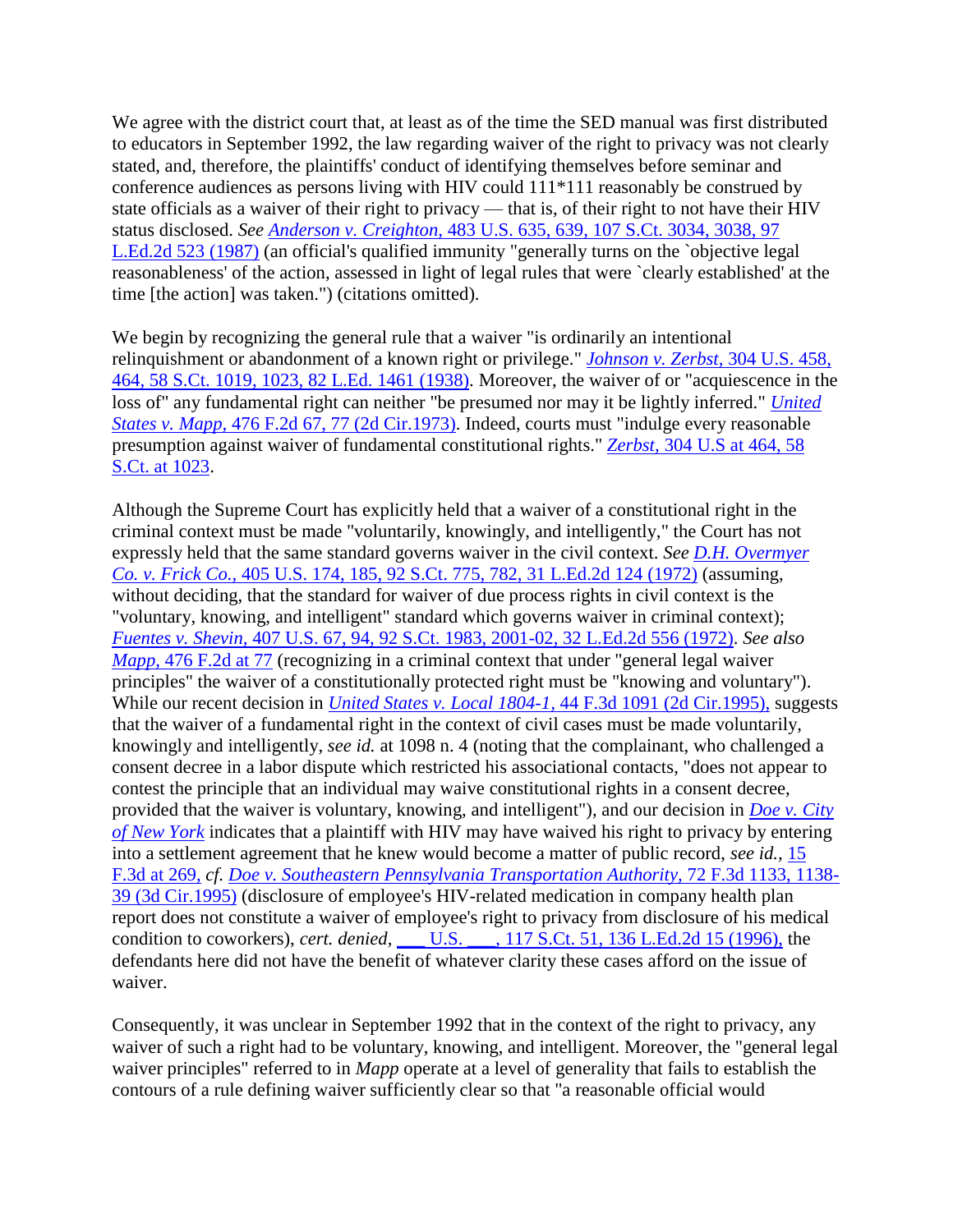We agree with the district court that, at least as of the time the SED manual was first distributed to educators in September 1992, the law regarding waiver of the right to privacy was not clearly stated, and, therefore, the plaintiffs' conduct of identifying themselves before seminar and conference audiences as persons living with HIV could 111*111 reasonably be construed by state officials as a waiver of their right to privacy — that is, of their right to not have their HIV status disclosed. *See* *Anderson v. Creighton,* 483 U.S. 635, 639, 107 S.Ct. 3034, 3038, 97 L.Ed.2d 523 (1987) (an official's qualified immunity "generally turns on the `objective legal reasonableness' of the action, assessed in light of legal rules that were `clearly established' at the time [the action] was taken.") (citations omitted).

We begin by recognizing the general rule that a waiver "is ordinarily an intentional relinquishment or abandonment of a known right or privilege." *Johnson v. Zerbst,* 304 U.S. 458, 464, 58 S.Ct. 1019, 1023, 82 L.Ed. 1461 (1938). Moreover, the waiver of or "acquiescence in the loss of" any fundamental right can neither "be presumed nor may it be lightly inferred." *United States v. Mapp,* 476 F.2d 67, 77 (2d Cir.1973). Indeed, courts must "indulge every reasonable presumption against waiver of fundamental constitutional rights." *Zerbst,* 304 U.S at 464, 58 S.Ct. at 1023.

Although the Supreme Court has explicitly held that a waiver of a constitutional right in the criminal context must be made "voluntarily, knowingly, and intelligently," the Court has not expressly held that the same standard governs waiver in the civil context. *See* *D.H. Overmyer Co. v. Frick Co.,* 405 U.S. 174, 185, 92 S.Ct. 775, 782, 31 L.Ed.2d 124 (1972) (assuming, without deciding, that the standard for waiver of due process rights in civil context is the "voluntary, knowing, and intelligent" standard which governs waiver in criminal context); *Fuentes v. Shevin,* 407 U.S. 67, 94, 92 S.Ct. 1983, 2001-02, 32 L.Ed.2d 556 (1972). *See also* *Mapp,* 476 F.2d at 77 (recognizing in a criminal context that under "general legal waiver principles" the waiver of a constitutionally protected right must be "knowing and voluntary"). While our recent decision in *United States v. Local 1804-1,* 44 F.3d 1091 (2d Cir.1995), suggests that the waiver of a fundamental right in the context of civil cases must be made voluntarily, knowingly and intelligently, *see id.* at 1098 n. 4 (noting that the complainant, who challenged a consent decree in a labor dispute which restricted his associational contacts, "does not appear to contest the principle that an individual may waive constitutional rights in a consent decree, provided that the waiver is voluntary, knowing, and intelligent"), and our decision in *Doe v. City of New York* indicates that a plaintiff with HIV may have waived his right to privacy by entering into a settlement agreement that he knew would become a matter of public record, *see id.,* 15 F.3d at 269, *cf.* *Doe v. Southeastern Pennsylvania Transportation Authority,* 72 F.3d 1133, 1138-39 (3d Cir.1995) (disclosure of employee's HIV-related medication in company health plan report does not constitute a waiver of employee's right to privacy from disclosure of his medical condition to coworkers), *cert. denied,* ___ U.S. ___, 117 S.Ct. 51, 136 L.Ed.2d 15 (1996), the defendants here did not have the benefit of whatever clarity these cases afford on the issue of waiver.

Consequently, it was unclear in September 1992 that in the context of the right to privacy, any waiver of such a right had to be voluntary, knowing, and intelligent. Moreover, the "general legal waiver principles" referred to in *Mapp* operate at a level of generality that fails to establish the contours of a rule defining waiver sufficiently clear so that "a reasonable official would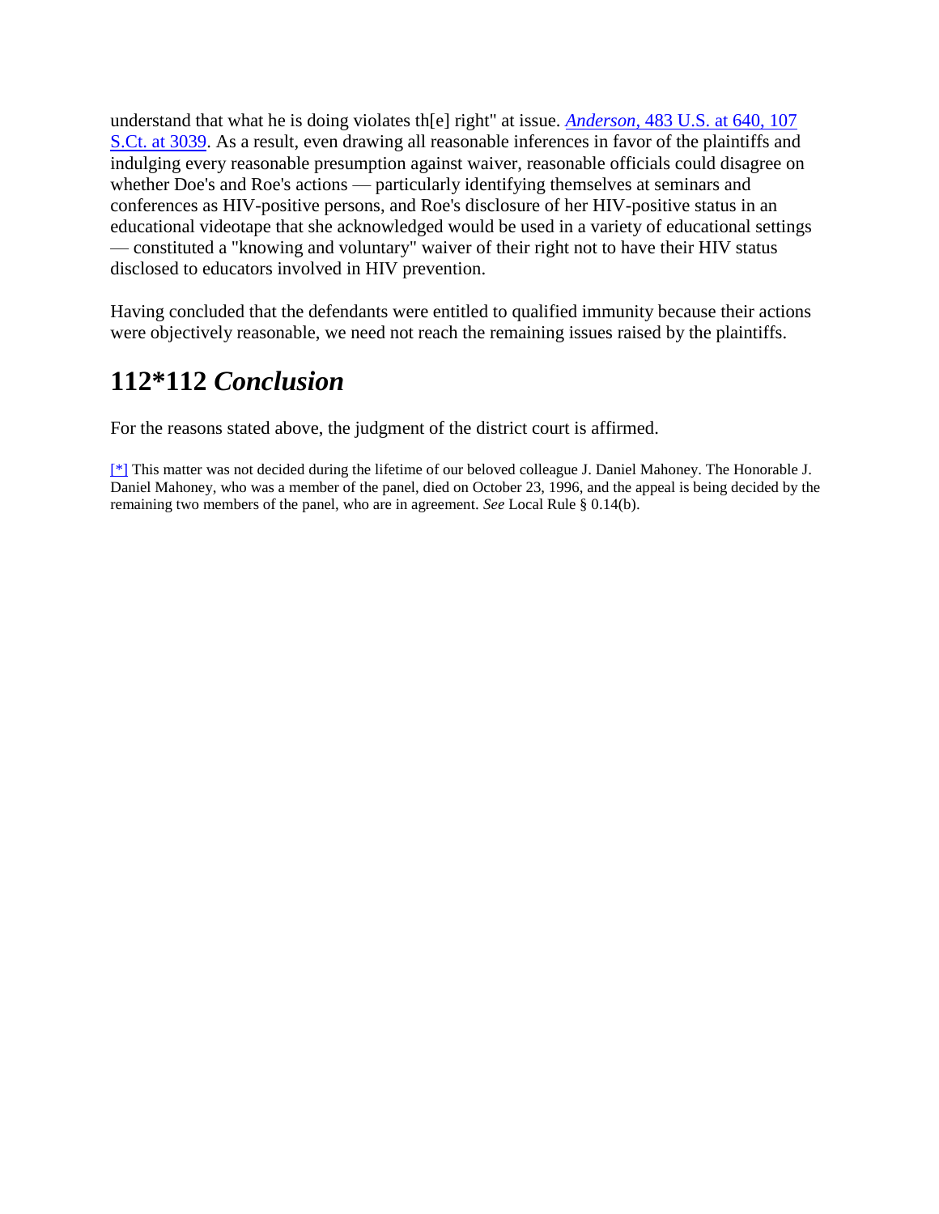understand that what he is doing violates th[e] right" at issue. *Anderson*, 483 U.S. at 640, 107 S.Ct. at 3039. As a result, even drawing all reasonable inferences in favor of the plaintiffs and indulging every reasonable presumption against waiver, reasonable officials could disagree on whether Doe's and Roe's actions — particularly identifying themselves at seminars and conferences as HIV-positive persons, and Roe's disclosure of her HIV-positive status in an educational videotape that she acknowledged would be used in a variety of educational settings — constituted a "knowing and voluntary" waiver of their right not to have their HIV status disclosed to educators involved in HIV prevention.

Having concluded that the defendants were entitled to qualified immunity because their actions were objectively reasonable, we need not reach the remaining issues raised by the plaintiffs.

## 112*112 *Conclusion*

For the reasons stated above, the judgment of the district court is affirmed.

[*] This matter was not decided during the lifetime of our beloved colleague J. Daniel Mahoney. The Honorable J. Daniel Mahoney, who was a member of the panel, died on October 23, 1996, and the appeal is being decided by the remaining two members of the panel, who are in agreement. *See* Local Rule § 0.14(b).